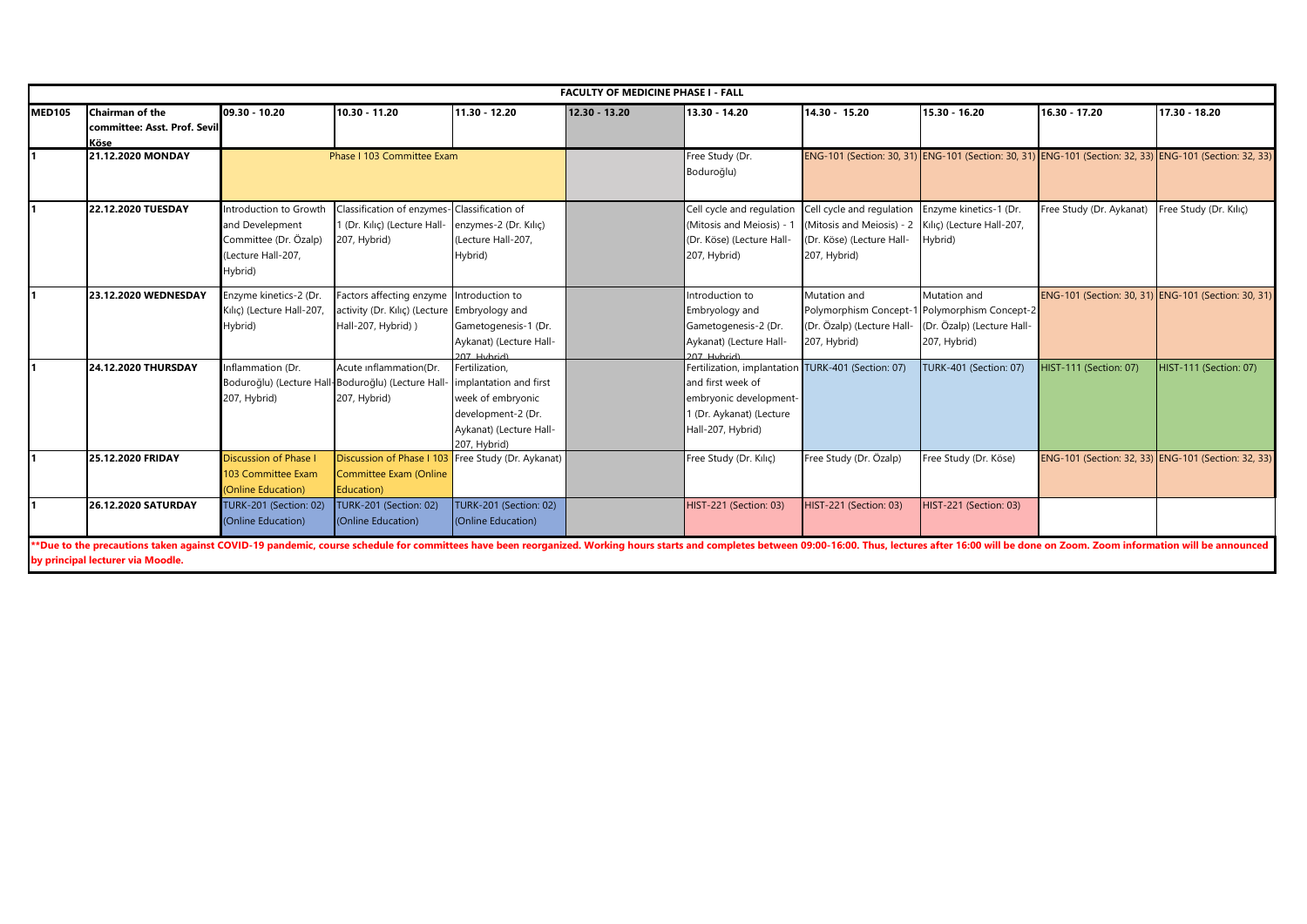| FACULTY OF MEDICINE PHASE I - FALL | | | | | | | | | | |
|---|---|---|---|---|---|---|---|---|---|---|
| **MED105** | **Chairman of the committee: Asst. Prof. Sevil Köse** | **09.30 - 10.20** | **10.30 - 11.20** | **11.30 - 12.20** | **12.30 - 13.20** | **13.30 - 14.20** | **14.30 - 15.20** | **15.30 - 16.20** | **16.30 - 17.20** | **17.30 - 18.20** |
| **1** | **21.12.2020 MONDAY** | Phase I 103 Committee Exam | | | | Free Study (Dr. Boduroğlu) | ENG-101 (Section: 30, 31) | ENG-101 (Section: 30, 31) | ENG-101 (Section: 32, 33) | ENG-101 (Section: 32, 33) |
| **1** | **22.12.2020 TUESDAY** | Introduction to Growth and Develepment Committee (Dr. Özalp) (Lecture Hall-207, Hybrid) | Classification of enzymes-1 (Dr. Kılıç) (Lecture Hall-207, Hybrid) | Classification of enzymes-2 (Dr. Kılıç) (Lecture Hall-207, Hybrid) | | Cell cycle and regulation (Mitosis and Meiosis) - 1 (Dr. Köse) (Lecture Hall-207, Hybrid) | Cell cycle and regulation (Mitosis and Meiosis) - 2 (Dr. Köse) (Lecture Hall-207, Hybrid) | Enzyme kinetics-1 (Dr. Kılıç) (Lecture Hall-207, Hybrid) | Free Study (Dr. Aykanat) | Free Study (Dr. Kılıç) |
| **1** | **23.12.2020 WEDNESDAY** | Enzyme kinetics-2 (Dr. Kılıç) (Lecture Hall-207, Hybrid) | Factors affecting enzyme activity (Dr. Kılıç) (Lecture Hall-207, Hybrid) ) | Introduction to Embryology and Gametogenesis-1 (Dr. Aykanat) (Lecture Hall-207, Hybrid) | | Introduction to Embryology and Gametogenesis-2 (Dr. Aykanat) (Lecture Hall-207, Hybrid) | Mutation and Polymorphism Concept-1 (Dr. Özalp) (Lecture Hall-207, Hybrid) | Mutation and Polymorphism Concept-2 (Dr. Özalp) (Lecture Hall-207, Hybrid) | ENG-101 (Section: 30, 31) | ENG-101 (Section: 30, 31) |
| **1** | **24.12.2020 THURSDAY** | Inflammation (Dr. Boduroğlu) (Lecture Hall-207, Hybrid) | Acute ınflammation(Dr. Boduroğlu) (Lecture Hall-207, Hybrid) | Fertilization, implantation and first week of embryonic development-2 (Dr. Aykanat) (Lecture Hall-207, Hybrid) | | Fertilization, implantation and first week of embryonic development-1 (Dr. Aykanat) (Lecture Hall-207, Hybrid) | TURK-401 (Section: 07) | TURK-401 (Section: 07) | HIST-111 (Section: 07) | HIST-111 (Section: 07) |
| **1** | **25.12.2020 FRIDAY** | Discussion of Phase I 103 Committee Exam (Online Education) | Discussion of Phase I 103 Committee Exam (Online Education) | Free Study (Dr. Aykanat) | | Free Study (Dr. Kılıç) | Free Study (Dr. Özalp) | Free Study (Dr. Köse) | ENG-101 (Section: 32, 33) | ENG-101 (Section: 32, 33) |
| **1** | **26.12.2020 SATURDAY** | TURK-201 (Section: 02) (Online Education) | TURK-201 (Section: 02) (Online Education) | TURK-201 (Section: 02) (Online Education) | | HIST-221 (Section: 03) | HIST-221 (Section: 03) | HIST-221 (Section: 03) | | |

**\*\*Due to the precautions taken against COVID-19 pandemic, course schedule for committees have been reorganized. Working hours starts and completes between 09:00-16:00. Thus, lectures after 16:00 will be done on Zoom. Zoom information will be announced by principal lecturer via Moodle.**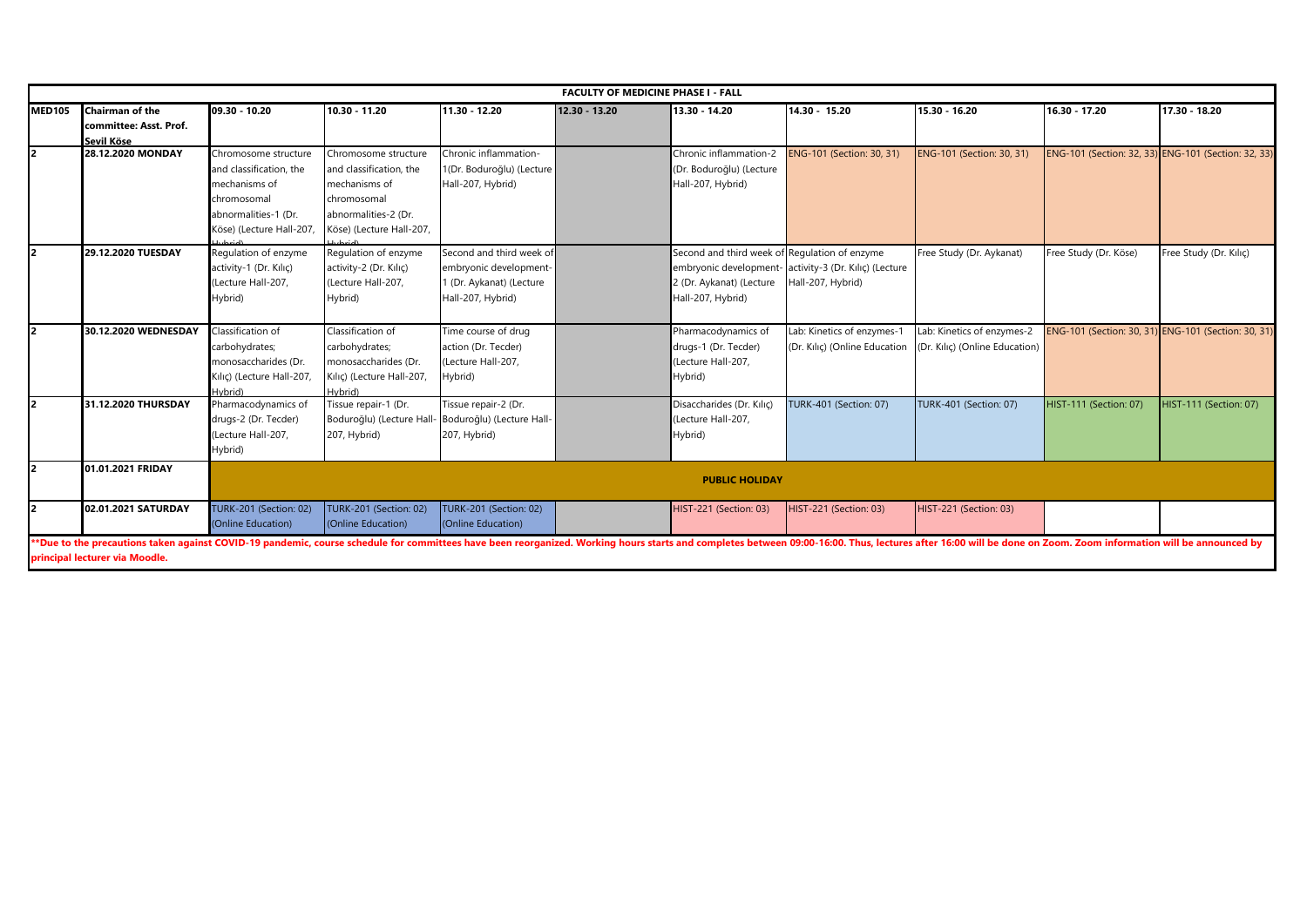| FACULTY OF MEDICINE PHASE I - FALL | | | | | | | | | | |
|---|---|---|---|---|---|---|---|---|---|---|
| **MED105** | **Chairman of the committee: Asst. Prof. Sevil Köse** | **09.30 - 10.20** | **10.30 - 11.20** | **11.30 - 12.20** | **12.30 - 13.20** | **13.30 - 14.20** | **14.30 - 15.20** | **15.30 - 16.20** | **16.30 - 17.20** | **17.30 - 18.20** |
| **2** | **28.12.2020 MONDAY** | Chromosome structure and classification, the mechanisms of chromosomal abnormalities-1 (Dr. Köse) (Lecture Hall-207, Hybrid) | Chromosome structure and classification, the mechanisms of chromosomal abnormalities-2 (Dr. Köse) (Lecture Hall-207, Hybrid) | Chronic inflammation-1(Dr. Boduroğlu) (Lecture Hall-207, Hybrid) | | Chronic inflammation-2 (Dr. Boduroğlu) (Lecture Hall-207, Hybrid) | ENG-101 (Section: 30, 31) | ENG-101 (Section: 30, 31) | ENG-101 (Section: 32, 33) | ENG-101 (Section: 32, 33) |
| **2** | **29.12.2020 TUESDAY** | Regulation of enzyme activity-1 (Dr. Kılıç) (Lecture Hall-207, Hybrid) | Regulation of enzyme activity-2 (Dr. Kılıç) (Lecture Hall-207, Hybrid) | Second and third week of embryonic development-1 (Dr. Aykanat) (Lecture Hall-207, Hybrid) | | Second and third week of embryonic development-2 (Dr. Aykanat) (Lecture Hall-207, Hybrid) | Regulation of enzyme activity-3 (Dr. Kılıç) (Lecture Hall-207, Hybrid) | Free Study (Dr. Aykanat) | Free Study (Dr. Köse) | Free Study (Dr. Kılıç) |
| **2** | **30.12.2020 WEDNESDAY** | Classification of carbohydrates; monosaccharides (Dr. Kılıç) (Lecture Hall-207, Hybrid) | Classification of carbohydrates; monosaccharides (Dr. Kılıç) (Lecture Hall-207, Hybrid) | Time course of drug action (Dr. Tecder) (Lecture Hall-207, Hybrid) | | Pharmacodynamics of drugs-1 (Dr. Tecder) (Lecture Hall-207, Hybrid) | Lab: Kinetics of enzymes-1 (Dr. Kılıç) (Online Education | Lab: Kinetics of enzymes-2 (Dr. Kılıç) (Online Education) | ENG-101 (Section: 30, 31) | ENG-101 (Section: 30, 31) |
| **2** | **31.12.2020 THURSDAY** | Pharmacodynamics of drugs-2 (Dr. Tecder) (Lecture Hall-207, Hybrid) | Tissue repair-1 (Dr. Boduroğlu) (Lecture Hall-207, Hybrid) | Tissue repair-2 (Dr. Boduroğlu) (Lecture Hall-207, Hybrid) | | Disaccharides (Dr. Kılıç) (Lecture Hall-207, Hybrid) | TURK-401 (Section: 07) | TURK-401 (Section: 07) | HIST-111 (Section: 07) | HIST-111 (Section: 07) |
| **2** | **01.01.2021 FRIDAY** | | | | | **PUBLIC HOLIDAY** | | | | |
| **2** | **02.01.2021 SATURDAY** | TURK-201 (Section: 02) (Online Education) | TURK-201 (Section: 02) (Online Education) | TURK-201 (Section: 02) (Online Education) | | HIST-221 (Section: 03) | HIST-221 (Section: 03) | HIST-221 (Section: 03) | | |

**\*\*Due to the precautions taken against COVID-19 pandemic, course schedule for committees have been reorganized. Working hours starts and completes between 09:00-16:00. Thus, lectures after 16:00 will be done on Zoom. Zoom information will be announced by principal lecturer via Moodle.**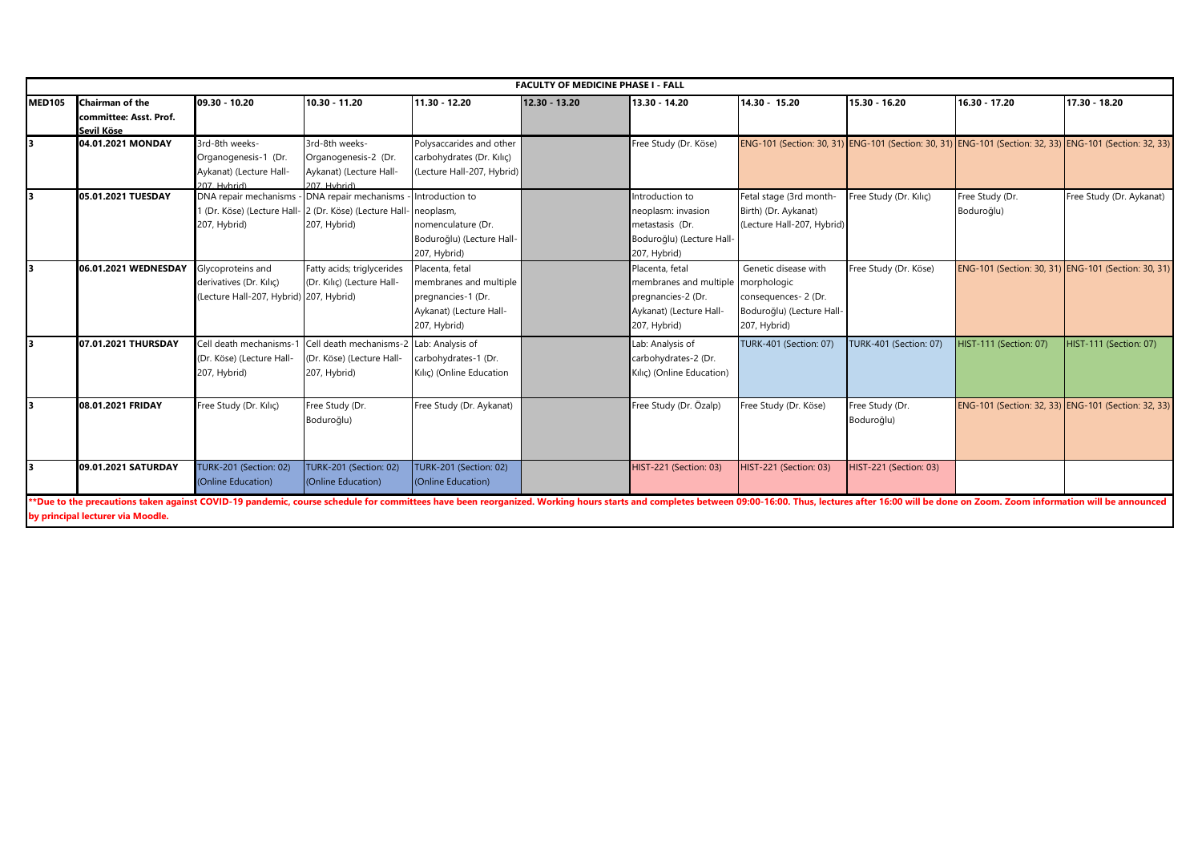| FACULTY OF MEDICINE PHASE I - FALL | | | | | | | | | | | |
|---|---|---|---|---|---|---|---|---|---|---|---|
| **MED105** | **Chairman of the committee: Asst. Prof. Sevil Köse** | **09.30 - 10.20** | **10.30 - 11.20** | **11.30 - 12.20** | **12.30 - 13.20** | **13.30 - 14.20** | **14.30 - 15.20** | **15.30 - 16.20** | **16.30 - 17.20** | **17.30 - 18.20** |
| **3** | **04.01.2021 MONDAY** | 3rd-8th weeks-Organogenesis-1 (Dr. Aykanat) (Lecture Hall-207, Hybrid) | 3rd-8th weeks-Organogenesis-2 (Dr. Aykanat) (Lecture Hall-207, Hybrid) | Polysaccarides and other carbohydrates (Dr. Kılıç) (Lecture Hall-207, Hybrid) | | Free Study (Dr. Köse) | ENG-101 (Section: 30, 31) | ENG-101 (Section: 30, 31) | ENG-101 (Section: 32, 33) | ENG-101 (Section: 32, 33) |
| **3** | **05.01.2021 TUESDAY** | DNA repair mechanisms - 1 (Dr. Köse) (Lecture Hall-207, Hybrid) | DNA repair mechanisms - 2 (Dr. Köse) (Lecture Hall-207, Hybrid) | Introduction to neoplasm, nomenculature (Dr. Boduroğlu) (Lecture Hall-207, Hybrid) | | Introduction to neoplasm: invasion metastasis (Dr. Boduroğlu) (Lecture Hall-207, Hybrid) | Fetal stage (3rd month-Birth) (Dr. Aykanat) (Lecture Hall-207, Hybrid) | Free Study (Dr. Kılıç) | Free Study (Dr. Boduroğlu) | Free Study (Dr. Aykanat) |
| **3** | **06.01.2021 WEDNESDAY** | Glycoproteins and derivatives (Dr. Kılıç) (Lecture Hall-207, Hybrid) | Fatty acids; triglycerides (Dr. Kılıç) (Lecture Hall-207, Hybrid) | Placenta, fetal membranes and multiple pregnancies-1 (Dr. Aykanat) (Lecture Hall-207, Hybrid) | | Placenta, fetal membranes and multiple pregnancies-2 (Dr. Aykanat) (Lecture Hall-207, Hybrid) | Genetic disease with morphologic consequences- 2 (Dr. Boduroğlu) (Lecture Hall-207, Hybrid) | Free Study (Dr. Köse) | ENG-101 (Section: 30, 31) | ENG-101 (Section: 30, 31) |
| **3** | **07.01.2021 THURSDAY** | Cell death mechanisms-1 (Dr. Köse) (Lecture Hall-207, Hybrid) | Cell death mechanisms-2 (Dr. Köse) (Lecture Hall-207, Hybrid) | Lab: Analysis of carbohydrates-1 (Dr. Kılıç) (Online Education) | | Lab: Analysis of carbohydrates-2 (Dr. Kılıç) (Online Education) | TURK-401 (Section: 07) | TURK-401 (Section: 07) | HIST-111 (Section: 07) | HIST-111 (Section: 07) |
| **3** | **08.01.2021 FRIDAY** | Free Study (Dr. Kılıç) | Free Study (Dr. Boduroğlu) | Free Study (Dr. Aykanat) | | Free Study (Dr. Özalp) | Free Study (Dr. Köse) | Free Study (Dr. Boduroğlu) | ENG-101 (Section: 32, 33) | ENG-101 (Section: 32, 33) |
| **3** | **09.01.2021 SATURDAY** | TURK-201 (Section: 02) (Online Education) | TURK-201 (Section: 02) (Online Education) | TURK-201 (Section: 02) (Online Education) | | HIST-221 (Section: 03) | HIST-221 (Section: 03) | HIST-221 (Section: 03) | | |

**\*\*Due to the precautions taken against COVID-19 pandemic, course schedule for committees have been reorganized. Working hours starts and completes between 09:00-16:00. Thus, lectures after 16:00 will be done on Zoom. Zoom information will be announced by principal lecturer via Moodle.**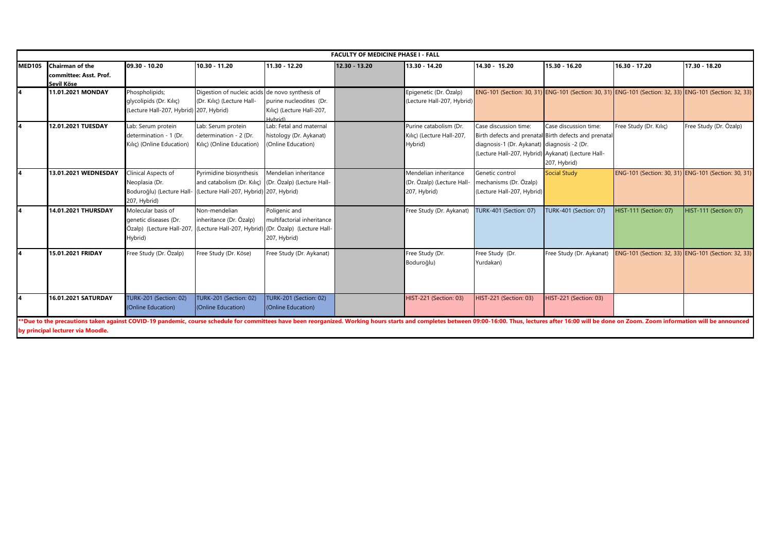| FACULTY OF MEDICINE PHASE I - FALL | | | | | | | | | | |
|---|---|---|---|---|---|---|---|---|---|---|
| **MED105** | **Chairman of the committee: Asst. Prof. Sevil Köse** | **09.30 - 10.20** | **10.30 - 11.20** | **11.30 - 12.20** | **12.30 - 13.20** | **13.30 - 14.20** | **14.30 - 15.20** | **15.30 - 16.20** | **16.30 - 17.20** | **17.30 - 18.20** |
| **4** | **11.01.2021 MONDAY** | Phospholipids; glycolipids (Dr. Kılıç) (Lecture Hall-207, Hybrid) | Digestion of nucleic acids (Dr. Kılıç) (Lecture Hall-207, Hybrid) | de novo synthesis of purine nucleodites (Dr. Kılıç) (Lecture Hall-207, Hybrid) | | Epigenetic (Dr. Özalp) (Lecture Hall-207, Hybrid) | ENG-101 (Section: 30, 31) | ENG-101 (Section: 30, 31) | ENG-101 (Section: 32, 33) | ENG-101 (Section: 32, 33) |
| **4** | **12.01.2021 TUESDAY** | Lab: Serum protein determination - 1 (Dr. Kılıç) (Online Education) | Lab: Serum protein determination - 2 (Dr. Kılıç) (Online Education) | Lab: Fetal and maternal histology (Dr. Aykanat) (Online Education) | | Purine catabolism (Dr. Kılıç) (Lecture Hall-207, Hybrid) | Case discussion time: Birth defects and prenatal diagnosis-1 (Dr. Aykanat) (Lecture Hall-207, Hybrid) | Case discussion time: Birth defects and prenatal diagnosis -2 (Dr. Aykanat) (Lecture Hall-207, Hybrid) | Free Study (Dr. Kılıç) | Free Study (Dr. Özalp) |
| **4** | **13.01.2021 WEDNESDAY** | Clinical Aspects of Neoplasia (Dr. Boduroğlu) (Lecture Hall-207, Hybrid) | Pyrimidine biosynthesis and catabolism (Dr. Kılıç) (Lecture Hall-207, Hybrid) | Mendelian inheritance (Dr. Özalp) (Lecture Hall-207, Hybrid) | | Mendelian inheritance (Dr. Özalp) (Lecture Hall-207, Hybrid) | Genetic control mechanisms (Dr. Özalp) (Lecture Hall-207, Hybrid) | Social Study | ENG-101 (Section: 30, 31) | ENG-101 (Section: 30, 31) |
| **4** | **14.01.2021 THURSDAY** | Molecular basis of genetic diseases (Dr. Özalp) (Lecture Hall-207, Hybrid) | Non-mendelian inheritance (Dr. Özalp) (Lecture Hall-207, Hybrid) | Poligenic and multifactorial inheritance (Dr. Özalp) (Lecture Hall-207, Hybrid) | | Free Study (Dr. Aykanat) | TURK-401 (Section: 07) | TURK-401 (Section: 07) | HIST-111 (Section: 07) | HIST-111 (Section: 07) |
| **4** | **15.01.2021 FRIDAY** | Free Study (Dr. Özalp) | Free Study (Dr. Köse) | Free Study (Dr. Aykanat) | | Free Study (Dr. Boduroğlu) | Free Study (Dr. Yurdakan) | Free Study (Dr. Aykanat) | ENG-101 (Section: 32, 33) | ENG-101 (Section: 32, 33) |
| **4** | **16.01.2021 SATURDAY** | TURK-201 (Section: 02) (Online Education) | TURK-201 (Section: 02) (Online Education) | TURK-201 (Section: 02) (Online Education) | | HIST-221 (Section: 03) | HIST-221 (Section: 03) | HIST-221 (Section: 03) | | |

**\*\*Due to the precautions taken against COVID-19 pandemic, course schedule for committees have been reorganized. Working hours starts and completes between 09:00-16:00. Thus, lectures after 16:00 will be done on Zoom. Zoom information will be announced by principal lecturer via Moodle.**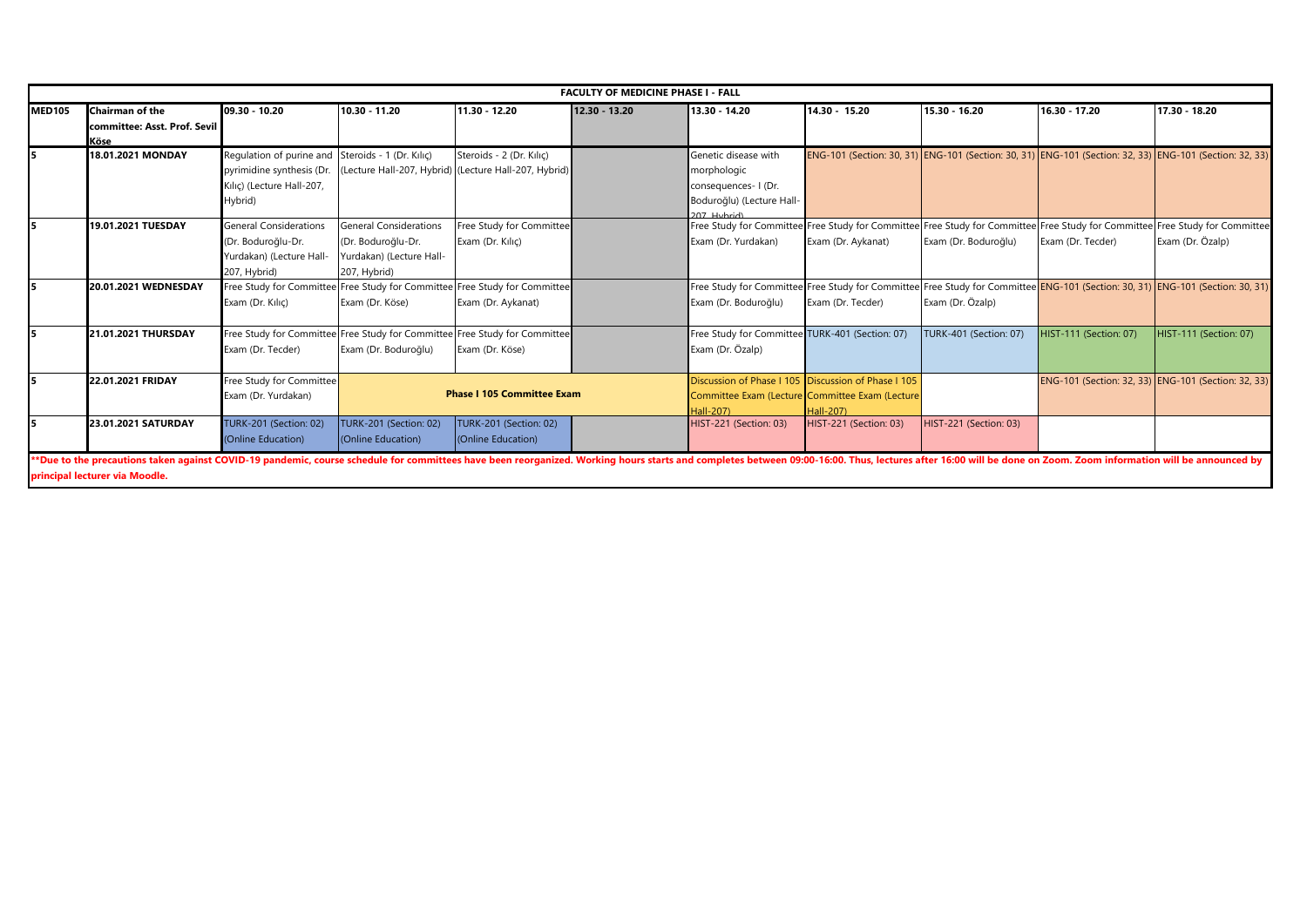| FACULTY OF MEDICINE PHASE I - FALL | | | | | | | | | | |
|---|---|---|---|---|---|---|---|---|---|---|
| **MED105** | **Chairman of the committee: Asst. Prof. Sevil Köse** | **09.30 - 10.20** | **10.30 - 11.20** | **11.30 - 12.20** | **12.30 - 13.20** | **13.30 - 14.20** | **14.30 - 15.20** | **15.30 - 16.20** | **16.30 - 17.20** | **17.30 - 18.20** |
| **5** | **18.01.2021 MONDAY** | Regulation of purine and pyrimidine synthesis (Dr. Kılıç) (Lecture Hall-207, Hybrid) | Steroids - 1 (Dr. Kılıç) (Lecture Hall-207, Hybrid) | Steroids - 2 (Dr. Kılıç) (Lecture Hall-207, Hybrid) | | Genetic disease with morphologic consequences- I (Dr. Boduroğlu) (Lecture Hall-207, Hybrid) | ENG-101 (Section: 30, 31) | ENG-101 (Section: 30, 31) | ENG-101 (Section: 32, 33) | ENG-101 (Section: 32, 33) |
| **5** | **19.01.2021 TUESDAY** | General Considerations (Dr. Boduroğlu-Dr. Yurdakan) (Lecture Hall-207, Hybrid) | General Considerations (Dr. Boduroğlu-Dr. Yurdakan) (Lecture Hall-207, Hybrid) | Free Study for Committee Exam (Dr. Kılıç) | | Free Study for Committee Exam (Dr. Yurdakan) | Free Study for Committee Exam (Dr. Aykanat) | Free Study for Committee Exam (Dr. Boduroğlu) | Free Study for Committee Exam (Dr. Tecder) | Free Study for Committee Exam (Dr. Özalp) |
| **5** | **20.01.2021 WEDNESDAY** | Free Study for Committee Exam (Dr. Kılıç) | Free Study for Committee Exam (Dr. Köse) | Free Study for Committee Exam (Dr. Aykanat) | | Free Study for Committee Exam (Dr. Boduroğlu) | Free Study for Committee Exam (Dr. Tecder) | Free Study for Committee Exam (Dr. Özalp) | ENG-101 (Section: 30, 31) | ENG-101 (Section: 30, 31) |
| **5** | **21.01.2021 THURSDAY** | Free Study for Committee Exam (Dr. Tecder) | Free Study for Committee Exam (Dr. Boduroğlu) | Free Study for Committee Exam (Dr. Köse) | | Free Study for Committee Exam (Dr. Özalp) | TURK-401 (Section: 07) | TURK-401 (Section: 07) | HIST-111 (Section: 07) | HIST-111 (Section: 07) |
| **5** | **22.01.2021 FRIDAY** | Free Study for Committee Exam (Dr. Yurdakan) | **Phase I 105 Committee Exam** | | | Discussion of Phase I 105 Committee Exam (Lecture Hall-207) | Discussion of Phase I 105 Committee Exam (Lecture Hall-207) | | ENG-101 (Section: 32, 33) | ENG-101 (Section: 32, 33) |
| **5** | **23.01.2021 SATURDAY** | TURK-201 (Section: 02) (Online Education) | TURK-201 (Section: 02) (Online Education) | TURK-201 (Section: 02) (Online Education) | | HIST-221 (Section: 03) | HIST-221 (Section: 03) | HIST-221 (Section: 03) | | |

**\*\*Due to the precautions taken against COVID-19 pandemic, course schedule for committees have been reorganized. Working hours starts and completes between 09:00-16:00. Thus, lectures after 16:00 will be done on Zoom. Zoom information will be announced by principal lecturer via Moodle.**